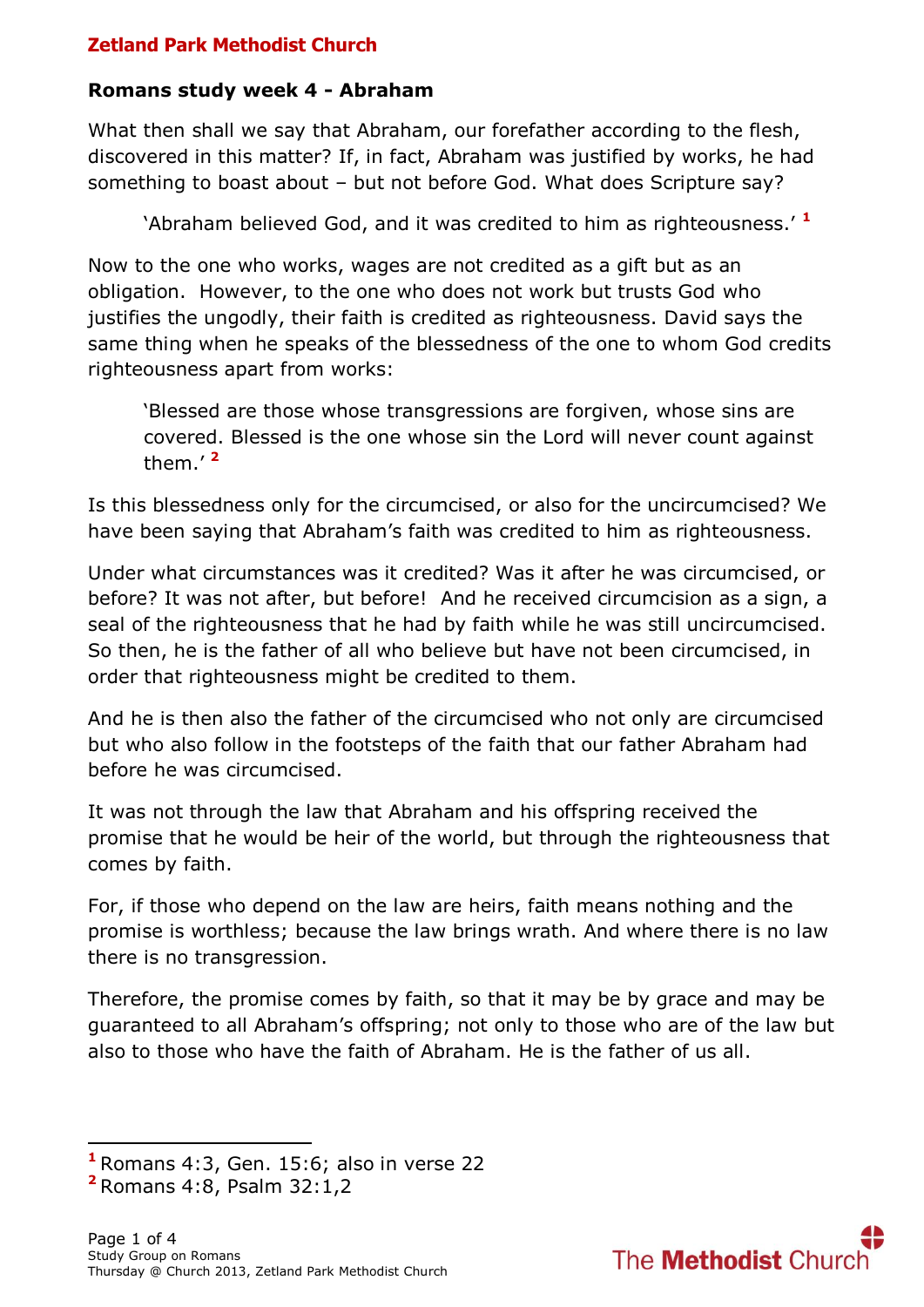**Zetland Park Methodist Church**

## Romans study week 4 - Abraham

What then shall we say that Abraham, our forefather according to the flesh, discovered in this matter? If, in fact, Abraham was justified by works, he had something to boast about – but not before God. What does Scripture say?

> 'Abraham believed God, and it was credited to him as righteousness.' [1]

Now to the one who works, wages are not credited as a gift but as an obligation. However, to the one who does not work but trusts God who justifies the ungodly, their faith is credited as righteousness. David says the same thing when he speaks of the blessedness of the one to whom God credits righteousness apart from works:

> 'Blessed are those whose transgressions are forgiven, whose sins are covered. Blessed is the one whose sin the Lord will never count against them.' [2]

Is this blessedness only for the circumcised, or also for the uncircumcised? We have been saying that Abraham's faith was credited to him as righteousness.

Under what circumstances was it credited? Was it after he was circumcised, or before? It was not after, but before! And he received circumcision as a sign, a seal of the righteousness that he had by faith while he was still uncircumcised. So then, he is the father of all who believe but have not been circumcised, in order that righteousness might be credited to them.

And he is then also the father of the circumcised who not only are circumcised but who also follow in the footsteps of the faith that our father Abraham had before he was circumcised.

It was not through the law that Abraham and his offspring received the promise that he would be heir of the world, but through the righteousness that comes by faith.

For, if those who depend on the law are heirs, faith means nothing and the promise is worthless; because the law brings wrath. And where there is no law there is no transgression.

Therefore, the promise comes by faith, so that it may be by grace and may be guaranteed to all Abraham's offspring; not only to those who are of the law but also to those who have the faith of Abraham. He is the father of us all.

---

[1] Romans 4:3, Gen. 15:6; also in verse 22

[2] Romans 4:8, Psalm 32:1,2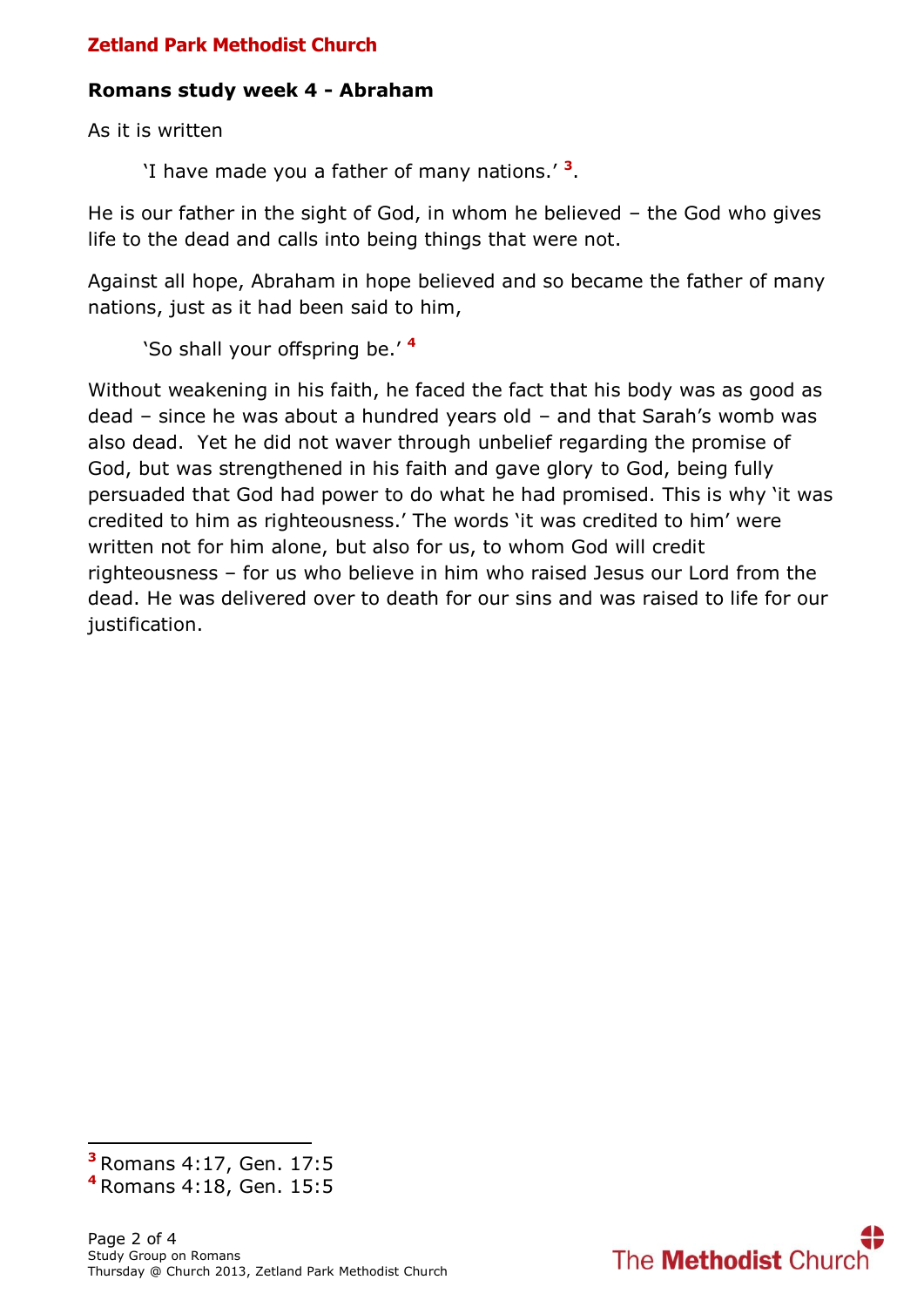**Zetland Park Methodist Church**

## Romans study week 4 - Abraham

As it is written

> 'I have made you a father of many nations.' [3].

He is our father in the sight of God, in whom he believed – the God who gives life to the dead and calls into being things that were not.

Against all hope, Abraham in hope believed and so became the father of many nations, just as it had been said to him,

> 'So shall your offspring be.' [4]

Without weakening in his faith, he faced the fact that his body was as good as dead – since he was about a hundred years old – and that Sarah's womb was also dead. Yet he did not waver through unbelief regarding the promise of God, but was strengthened in his faith and gave glory to God, being fully persuaded that God had power to do what he had promised. This is why 'it was credited to him as righteousness.' The words 'it was credited to him' were written not for him alone, but also for us, to whom God will credit righteousness – for us who believe in him who raised Jesus our Lord from the dead. He was delivered over to death for our sins and was raised to life for our justification.

---

[3] Romans 4:17, Gen. 17:5
[4] Romans 4:18, Gen. 15:5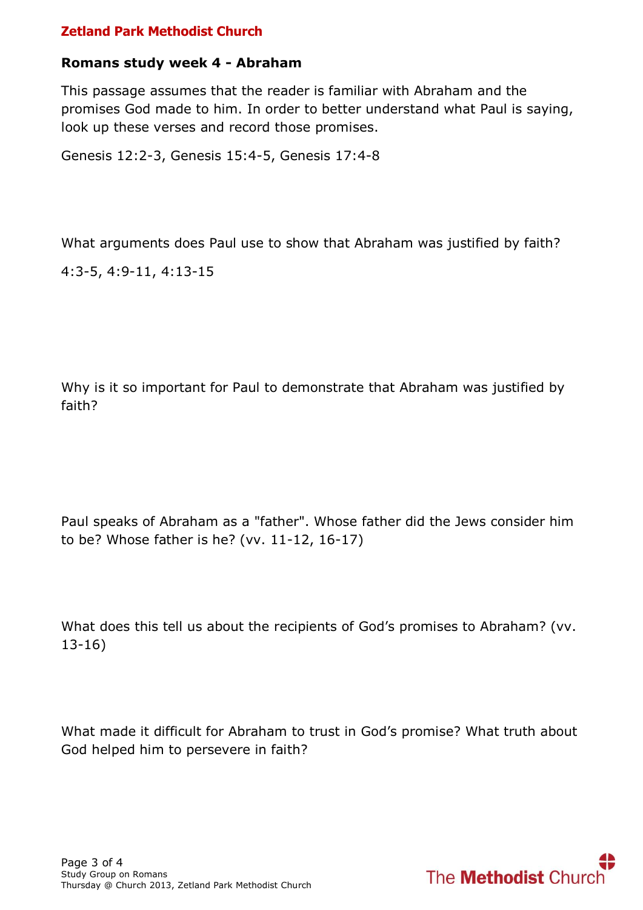## Romans study week 4 - Abraham

This passage assumes that the reader is familiar with Abraham and the promises God made to him. In order to better understand what Paul is saying, look up these verses and record those promises.

Genesis 12:2-3, Genesis 15:4-5, Genesis 17:4-8

What arguments does Paul use to show that Abraham was justified by faith?

4:3-5, 4:9-11, 4:13-15

Why is it so important for Paul to demonstrate that Abraham was justified by faith?

Paul speaks of Abraham as a "father". Whose father did the Jews consider him to be? Whose father is he? (vv. 11-12, 16-17)

What does this tell us about the recipients of God's promises to Abraham? (vv. 13-16)

What made it difficult for Abraham to trust in God's promise? What truth about God helped him to persevere in faith?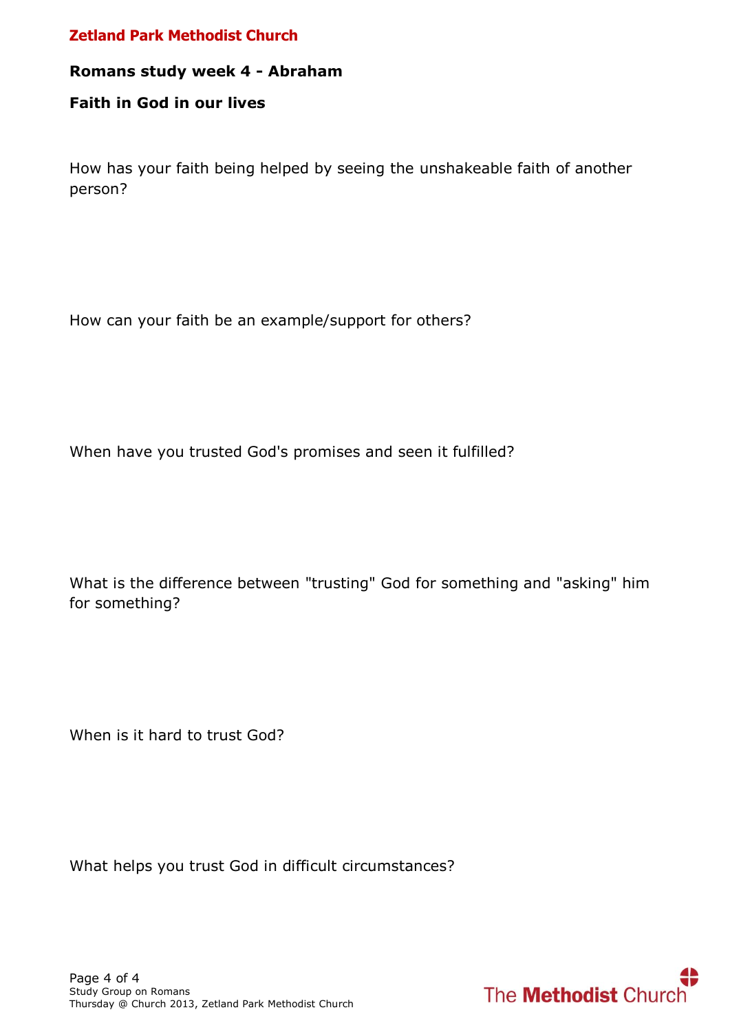**Zetland Park Methodist Church**

## Romans study week 4 - Abraham

### Faith in God in our lives

How has your faith being helped by seeing the unshakeable faith of another person?

How can your faith be an example/support for others?

When have you trusted God's promises and seen it fulfilled?

What is the difference between "trusting" God for something and "asking" him for something?

When is it hard to trust God?

What helps you trust God in difficult circumstances?